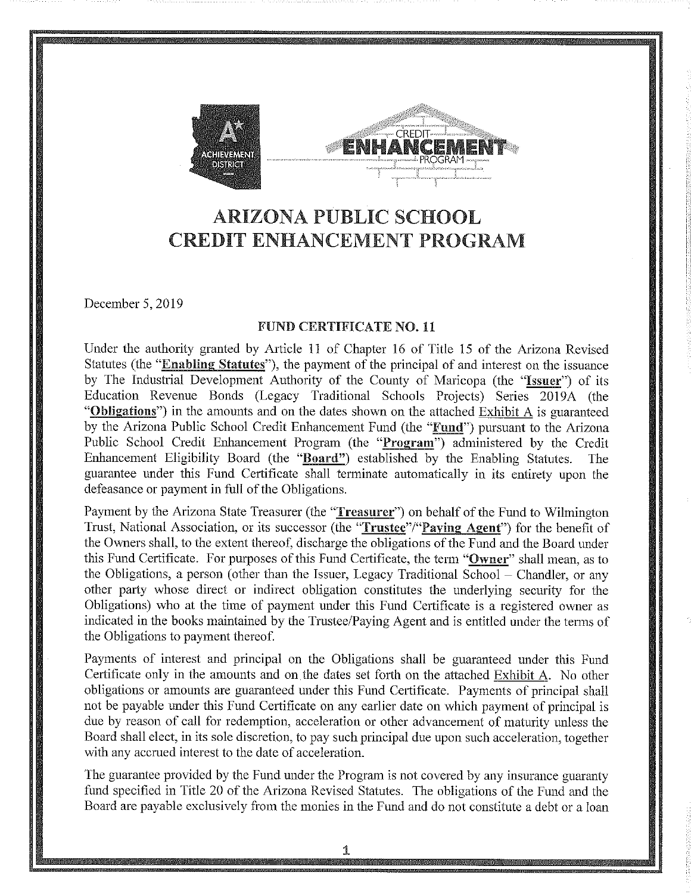# ARIZONA PUBLIC SCHOOL CREDIT ENHANCEMENT PROGRAM

December 5, 2019

### FUND CERTIFICATE NO. 11

Under the authority granted by Article 11 of Chapter 16 of Title 15 of the Arizona Revised Statutes (the "**Enabling Statutes**"), the payment of the principal of and interest on the issuance by The Industrial Development Authority of the County of Maricopa (the "**Issuer**") of its Education Revenue Bonds (Legacy Traditional Schools Projects) Series 2019A (the "**Obligations**") in the amounts and on the dates shown on the attached Exhibit A is guaranteed by the Arizona Public School Credit Enhancement Fund (the "**Fund**") pursuant to the Arizona Public School Credit Enhancement Program (the "**Program**") administered by the Credit Enhancement Eligibility Board (the "**Board**") established by the Enabling Statutes. The guarantee under this Fund Certificate shall terminate automatically in its entirety upon the defeasance or payment in full of the Obligations.

Payment by the Arizona State Treasurer (the "**Treasurer**") on behalf of the Fund to Wilmington Trust, National Association, or its successor (the "**Trustee**"/"**Paying Agent**") for the benefit of the Owners shall, to the extent thereof, discharge the obligations of the Fund and the Board under this Fund Certificate. For purposes of this Fund Certificate, the term "**Owner**" shall mean, as to the Obligations, a person (other than the Issuer, Legacy Traditional School – Chandler, or any other party whose direct or indirect obligation constitutes the underlying security for the Obligations) who at the time of payment under this Fund Certificate is a registered owner as indicated in the books maintained by the Trustee/Paying Agent and is entitled under the terms of the Obligations to payment thereof.

Payments of interest and principal on the Obligations shall be guaranteed under this Fund Certificate only in the amounts and on the dates set forth on the attached Exhibit A. No other obligations or amounts are guaranteed under this Fund Certificate. Payments of principal shall not be payable under this Fund Certificate on any earlier date on which payment of principal is due by reason of call for redemption, acceleration or other advancement of maturity unless the Board shall elect, in its sole discretion, to pay such principal due upon such acceleration, together with any accrued interest to the date of acceleration.

The guarantee provided by the Fund under the Program is not covered by any insurance guaranty fund specified in Title 20 of the Arizona Revised Statutes. The obligations of the Fund and the Board are payable exclusively from the monies in the Fund and do not constitute a debt or a loan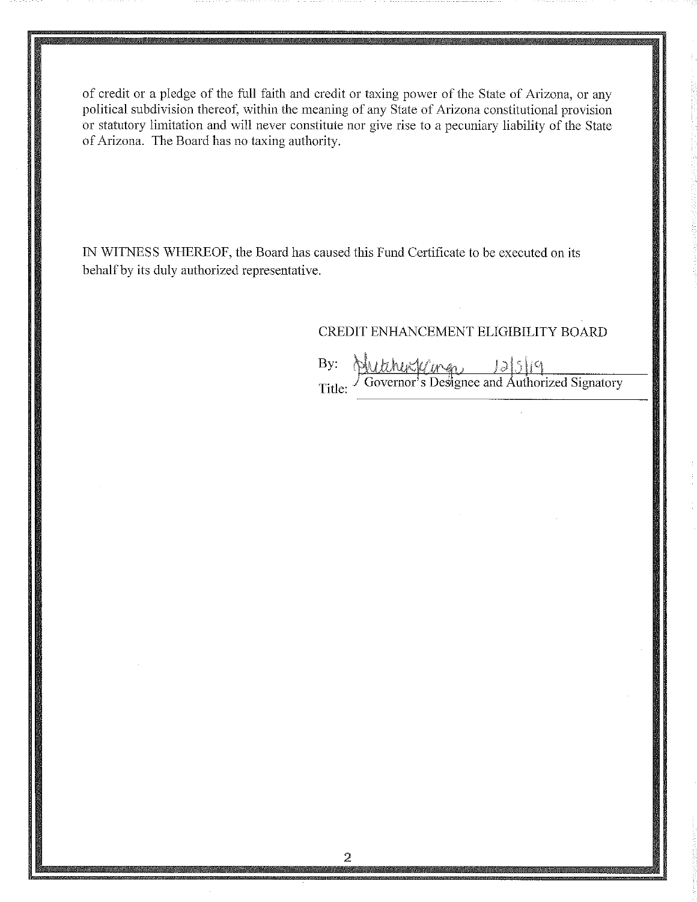of credit or a pledge of the full faith and credit or taxing power of the State of Arizona, or any political subdivision thereof, within the meaning of any State of Arizona constitutional provision or statutory limitation and will never constitute nor give rise to a pecuniary liability of the State of Arizona. The Board has no taxing authority.

IN WITNESS WHEREOF, the Board has caused this Fund Certificate to be executed on its behalf by its duly authorized representative.

CREDIT ENHANCEMENT ELIGIBILITY BOARD

By: [signature] 12/5/19

Title: Governor's Designee and Authorized Signatory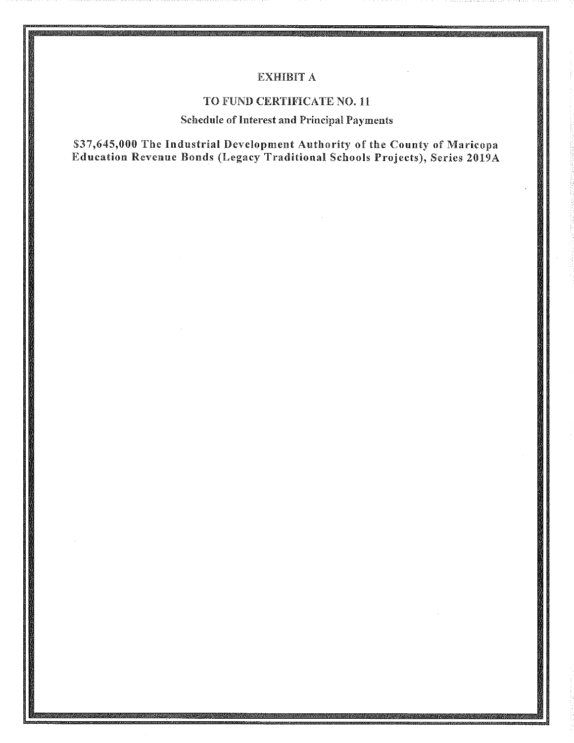# EXHIBIT A

## TO FUND CERTIFICATE NO. 11

### Schedule of Interest and Principal Payments

**$37,645,000 The Industrial Development Authority of the County of Maricopa Education Revenue Bonds (Legacy Traditional Schools Projects), Series 2019A**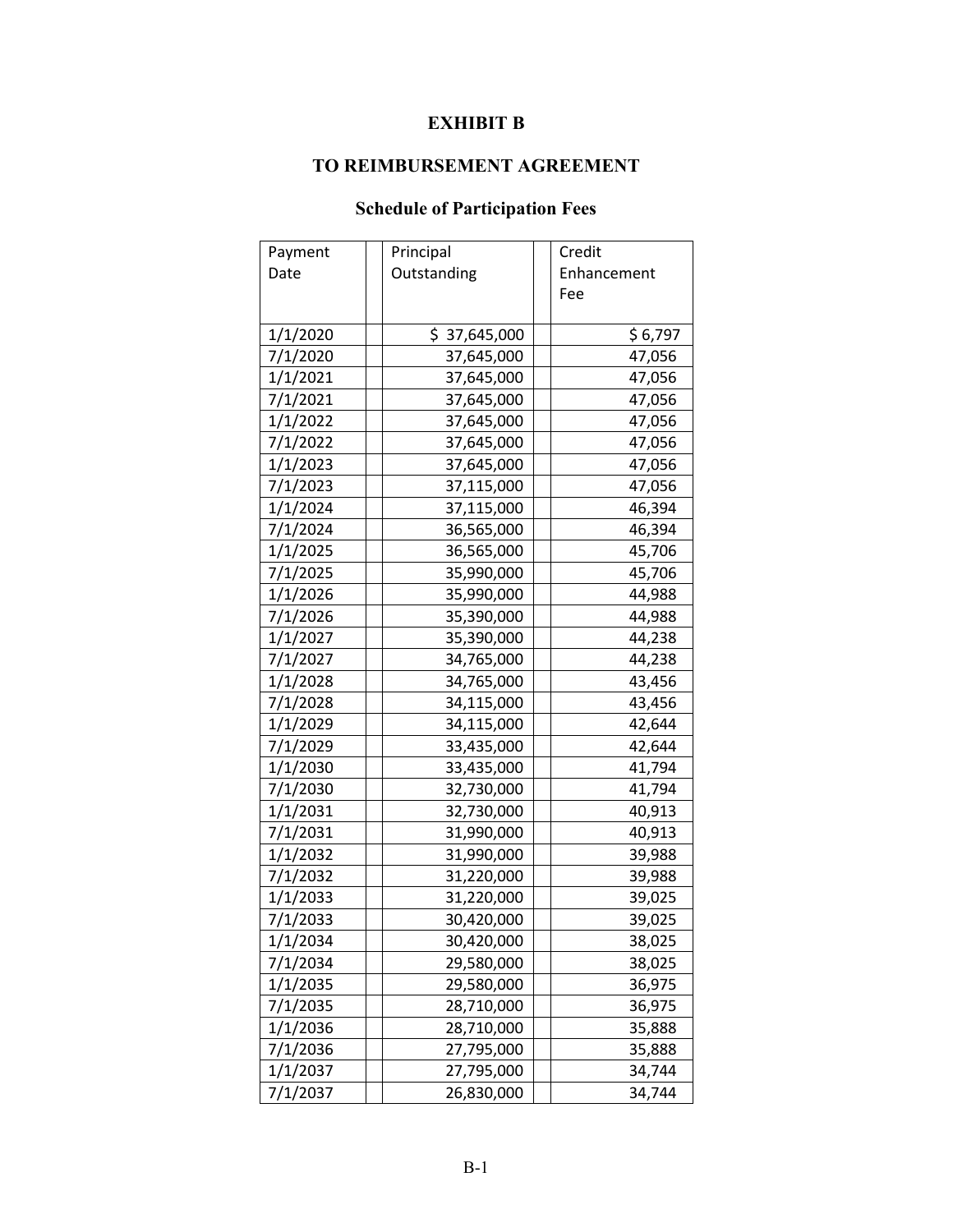# EXHIBIT B

# TO REIMBURSEMENT AGREEMENT

## Schedule of Participation Fees

| Payment Date | Principal Outstanding | Credit Enhancement Fee |
|---|---|---|
| 1/1/2020 | $ 37,645,000 | $ 6,797 |
| 7/1/2020 | 37,645,000 | 47,056 |
| 1/1/2021 | 37,645,000 | 47,056 |
| 7/1/2021 | 37,645,000 | 47,056 |
| 1/1/2022 | 37,645,000 | 47,056 |
| 7/1/2022 | 37,645,000 | 47,056 |
| 1/1/2023 | 37,645,000 | 47,056 |
| 7/1/2023 | 37,115,000 | 47,056 |
| 1/1/2024 | 37,115,000 | 46,394 |
| 7/1/2024 | 36,565,000 | 46,394 |
| 1/1/2025 | 36,565,000 | 45,706 |
| 7/1/2025 | 35,990,000 | 45,706 |
| 1/1/2026 | 35,990,000 | 44,988 |
| 7/1/2026 | 35,390,000 | 44,988 |
| 1/1/2027 | 35,390,000 | 44,238 |
| 7/1/2027 | 34,765,000 | 44,238 |
| 1/1/2028 | 34,765,000 | 43,456 |
| 7/1/2028 | 34,115,000 | 43,456 |
| 1/1/2029 | 34,115,000 | 42,644 |
| 7/1/2029 | 33,435,000 | 42,644 |
| 1/1/2030 | 33,435,000 | 41,794 |
| 7/1/2030 | 32,730,000 | 41,794 |
| 1/1/2031 | 32,730,000 | 40,913 |
| 7/1/2031 | 31,990,000 | 40,913 |
| 1/1/2032 | 31,990,000 | 39,988 |
| 7/1/2032 | 31,220,000 | 39,988 |
| 1/1/2033 | 31,220,000 | 39,025 |
| 7/1/2033 | 30,420,000 | 39,025 |
| 1/1/2034 | 30,420,000 | 38,025 |
| 7/1/2034 | 29,580,000 | 38,025 |
| 1/1/2035 | 29,580,000 | 36,975 |
| 7/1/2035 | 28,710,000 | 36,975 |
| 1/1/2036 | 28,710,000 | 35,888 |
| 7/1/2036 | 27,795,000 | 35,888 |
| 1/1/2037 | 27,795,000 | 34,744 |
| 7/1/2037 | 26,830,000 | 34,744 |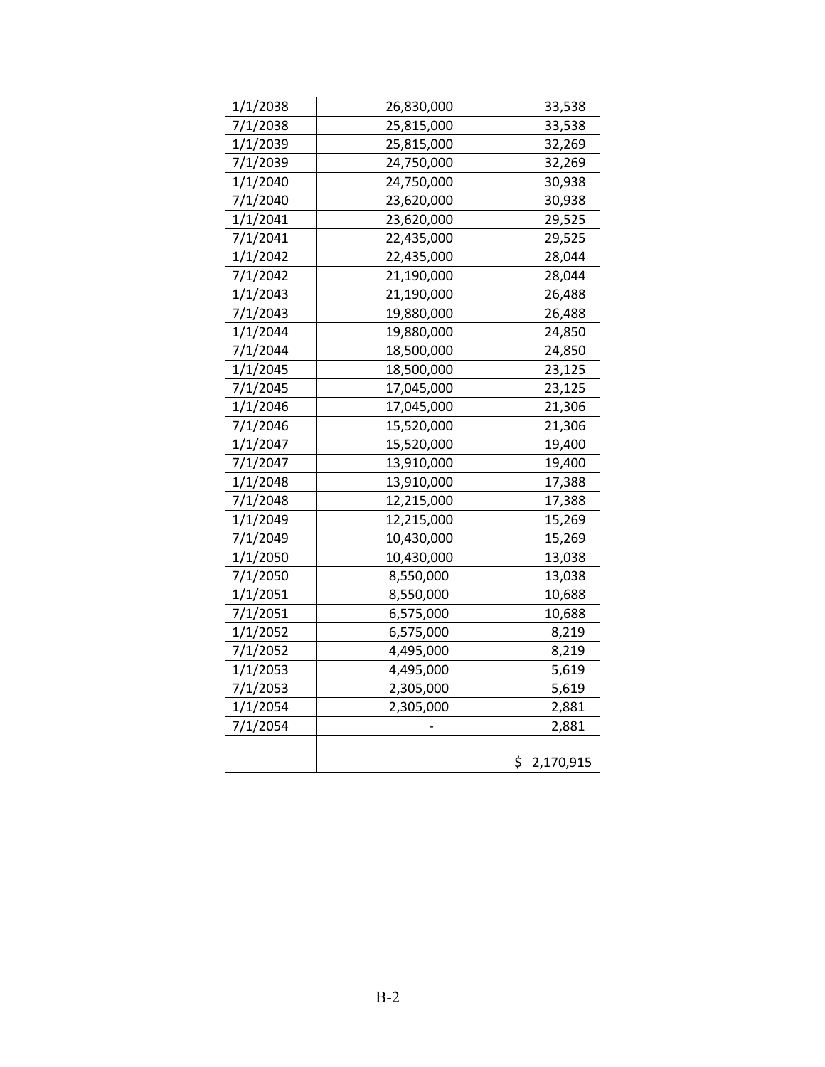| | | | | |
|---|---|---|---|---|
| 1/1/2038 | | 26,830,000 | | 33,538 |
| 7/1/2038 | | 25,815,000 | | 33,538 |
| 1/1/2039 | | 25,815,000 | | 32,269 |
| 7/1/2039 | | 24,750,000 | | 32,269 |
| 1/1/2040 | | 24,750,000 | | 30,938 |
| 7/1/2040 | | 23,620,000 | | 30,938 |
| 1/1/2041 | | 23,620,000 | | 29,525 |
| 7/1/2041 | | 22,435,000 | | 29,525 |
| 1/1/2042 | | 22,435,000 | | 28,044 |
| 7/1/2042 | | 21,190,000 | | 28,044 |
| 1/1/2043 | | 21,190,000 | | 26,488 |
| 7/1/2043 | | 19,880,000 | | 26,488 |
| 1/1/2044 | | 19,880,000 | | 24,850 |
| 7/1/2044 | | 18,500,000 | | 24,850 |
| 1/1/2045 | | 18,500,000 | | 23,125 |
| 7/1/2045 | | 17,045,000 | | 23,125 |
| 1/1/2046 | | 17,045,000 | | 21,306 |
| 7/1/2046 | | 15,520,000 | | 21,306 |
| 1/1/2047 | | 15,520,000 | | 19,400 |
| 7/1/2047 | | 13,910,000 | | 19,400 |
| 1/1/2048 | | 13,910,000 | | 17,388 |
| 7/1/2048 | | 12,215,000 | | 17,388 |
| 1/1/2049 | | 12,215,000 | | 15,269 |
| 7/1/2049 | | 10,430,000 | | 15,269 |
| 1/1/2050 | | 10,430,000 | | 13,038 |
| 7/1/2050 | | 8,550,000 | | 13,038 |
| 1/1/2051 | | 8,550,000 | | 10,688 |
| 7/1/2051 | | 6,575,000 | | 10,688 |
| 1/1/2052 | | 6,575,000 | | 8,219 |
| 7/1/2052 | | 4,495,000 | | 8,219 |
| 1/1/2053 | | 4,495,000 | | 5,619 |
| 7/1/2053 | | 2,305,000 | | 5,619 |
| 1/1/2054 | | 2,305,000 | | 2,881 |
| 7/1/2054 | | - | | 2,881 |
| | | | | |
| | | | | $ 2,170,915 |